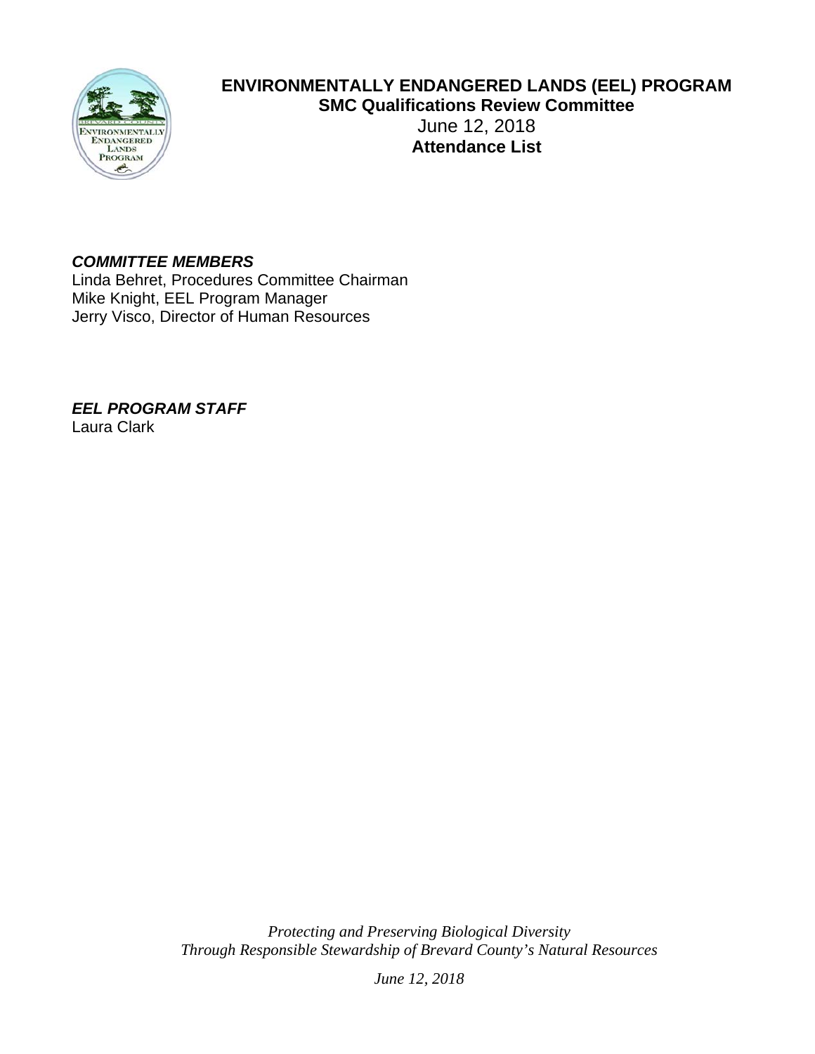# ENVIRONMENTALLY ENDANGERED LANDS (EEL) PROGRAM

**SMC Qualifications Review Committee**

June 12, 2018

**Attendance List**

***COMMITTEE MEMBERS***

Linda Behret, Procedures Committee Chairman
Mike Knight, EEL Program Manager
Jerry Visco, Director of Human Resources

***EEL PROGRAM STAFF***

Laura Clark

*Protecting and Preserving Biological Diversity*
*Through Responsible Stewardship of Brevard County's Natural Resources*

*June 12, 2018*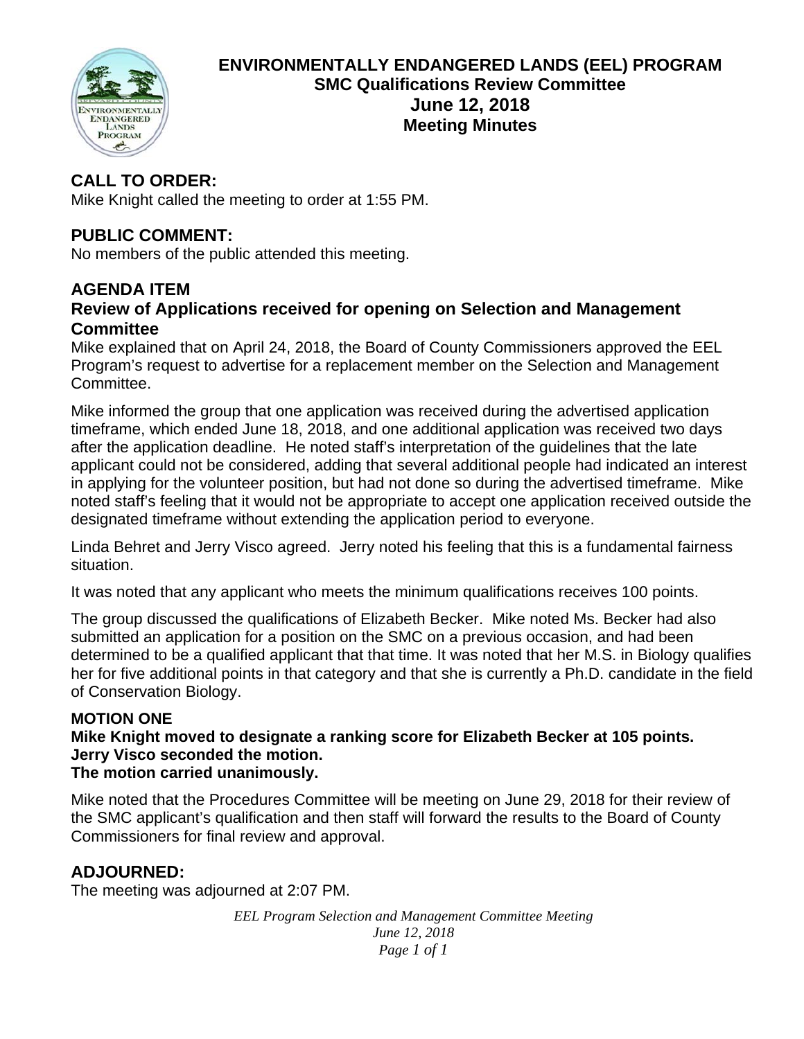# ENVIRONMENTALLY ENDANGERED LANDS (EEL) PROGRAM
## SMC Qualifications Review Committee
## June 12, 2018
## Meeting Minutes

## CALL TO ORDER:

Mike Knight called the meeting to order at 1:55 PM.

## PUBLIC COMMENT:

No members of the public attended this meeting.

## AGENDA ITEM

### Review of Applications received for opening on Selection and Management Committee

Mike explained that on April 24, 2018, the Board of County Commissioners approved the EEL Program's request to advertise for a replacement member on the Selection and Management Committee.

Mike informed the group that one application was received during the advertised application timeframe, which ended June 18, 2018, and one additional application was received two days after the application deadline. He noted staff's interpretation of the guidelines that the late applicant could not be considered, adding that several additional people had indicated an interest in applying for the volunteer position, but had not done so during the advertised timeframe. Mike noted staff's feeling that it would not be appropriate to accept one application received outside the designated timeframe without extending the application period to everyone.

Linda Behret and Jerry Visco agreed. Jerry noted his feeling that this is a fundamental fairness situation.

It was noted that any applicant who meets the minimum qualifications receives 100 points.

The group discussed the qualifications of Elizabeth Becker. Mike noted Ms. Becker had also submitted an application for a position on the SMC on a previous occasion, and had been determined to be a qualified applicant that that time. It was noted that her M.S. in Biology qualifies her for five additional points in that category and that she is currently a Ph.D. candidate in the field of Conservation Biology.

**MOTION ONE**
**Mike Knight moved to designate a ranking score for Elizabeth Becker at 105 points.**
**Jerry Visco seconded the motion.**
**The motion carried unanimously.**

Mike noted that the Procedures Committee will be meeting on June 29, 2018 for their review of the SMC applicant's qualification and then staff will forward the results to the Board of County Commissioners for final review and approval.

## ADJOURNED:

The meeting was adjourned at 2:07 PM.